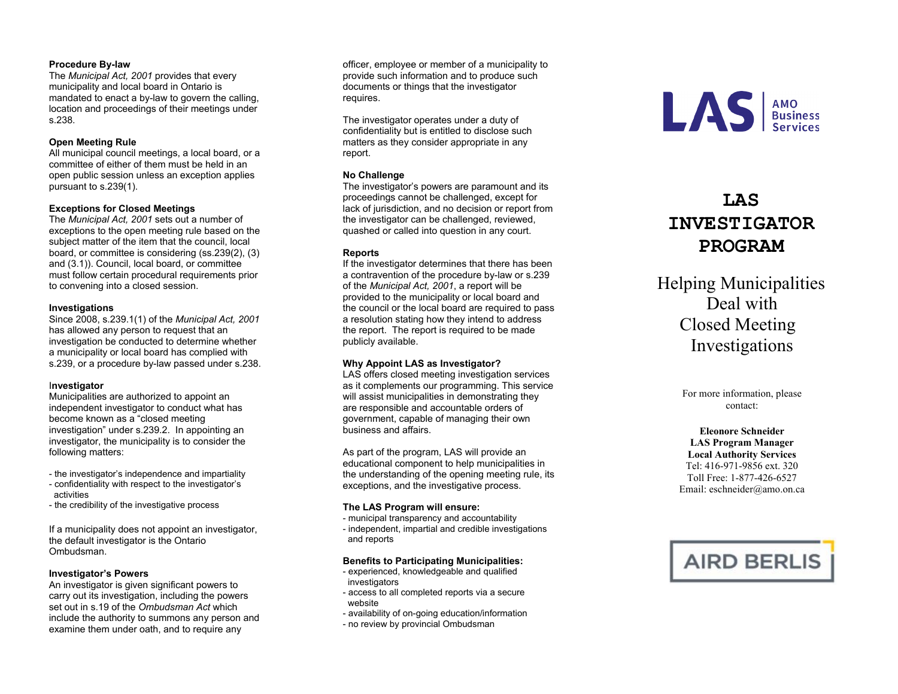## Procedure By-law

The *Municipal Act, 2001* provides that every municipality and local board in Ontario is mandated to enact a by-law to govern the calling, location and proceedings of their meetings under s.238.

## Open Meeting Rule

All municipal council meetings, a local board, or a committee of either of them must be held in an open public session unless an exception applies pursuant to s.239(1).

## Exceptions for Closed Meetings

The *Municipal Act, 2001* sets out a number of exceptions to the open meeting rule based on the subject matter of the item that the council, local board, or committee is considering (ss.239(2), (3) and (3.1)). Council, local board, or committee must follow certain procedural requirements prior to convening into a closed session.

## Investigations

Since 2008, s.239.1(1) of the *Municipal Act, 2001* has allowed any person to request that an investigation be conducted to determine whether a municipality or local board has complied with s.239, or a procedure by-law passed under s.238.

## Investigator

Municipalities are authorized to appoint an independent investigator to conduct what has become known as a "closed meeting investigation" under s.239.2. In appointing an investigator, the municipality is to consider the following matters:

- the investigator's independence and impartiality
- confidentiality with respect to the investigator's activities
- the credibility of the investigative process

If a municipality does not appoint an investigator, the default investigator is the Ontario Ombudsman.

## Investigator's Powers

An investigator is given significant powers to carry out its investigation, including the powers set out in s.19 of the *Ombudsman Act* which include the authority to summons any person and examine them under oath, and to require any officer, employee or member of a municipality to provide such information and to produce such documents or things that the investigator requires.

The investigator operates under a duty of confidentiality but is entitled to disclose such matters as they consider appropriate in any report.

## No Challenge

The investigator's powers are paramount and its proceedings cannot be challenged, except for lack of jurisdiction, and no decision or report from the investigator can be challenged, reviewed, quashed or called into question in any court.

## Reports

If the investigator determines that there has been a contravention of the procedure by-law or s.239 of the *Municipal Act, 2001*, a report will be provided to the municipality or local board and the council or the local board are required to pass a resolution stating how they intend to address the report. The report is required to be made publicly available.

## Why Appoint LAS as Investigator?

LAS offers closed meeting investigation services as it complements our programming. This service will assist municipalities in demonstrating they are responsible and accountable orders of government, capable of managing their own business and affairs.

As part of the program, LAS will provide an educational component to help municipalities in the understanding of the opening meeting rule, its exceptions, and the investigative process.

## The LAS Program will ensure:

- municipal transparency and accountability
- independent, impartial and credible investigations and reports

## Benefits to Participating Municipalities:

- experienced, knowledgeable and qualified investigators
- access to all completed reports via a secure website
- availability of on-going education/information
- no review by provincial Ombudsman

LAS | AMO Business Services

# LAS INVESTIGATOR PROGRAM

## Helping Municipalities Deal with Closed Meeting Investigations

For more information, please contact:

**Eleonore Schneider**
**LAS Program Manager**
**Local Authority Services**
Tel: 416-971-9856 ext. 320
Toll Free: 1-877-426-6527
Email: eschneider@amo.on.ca

AIRD BERLIS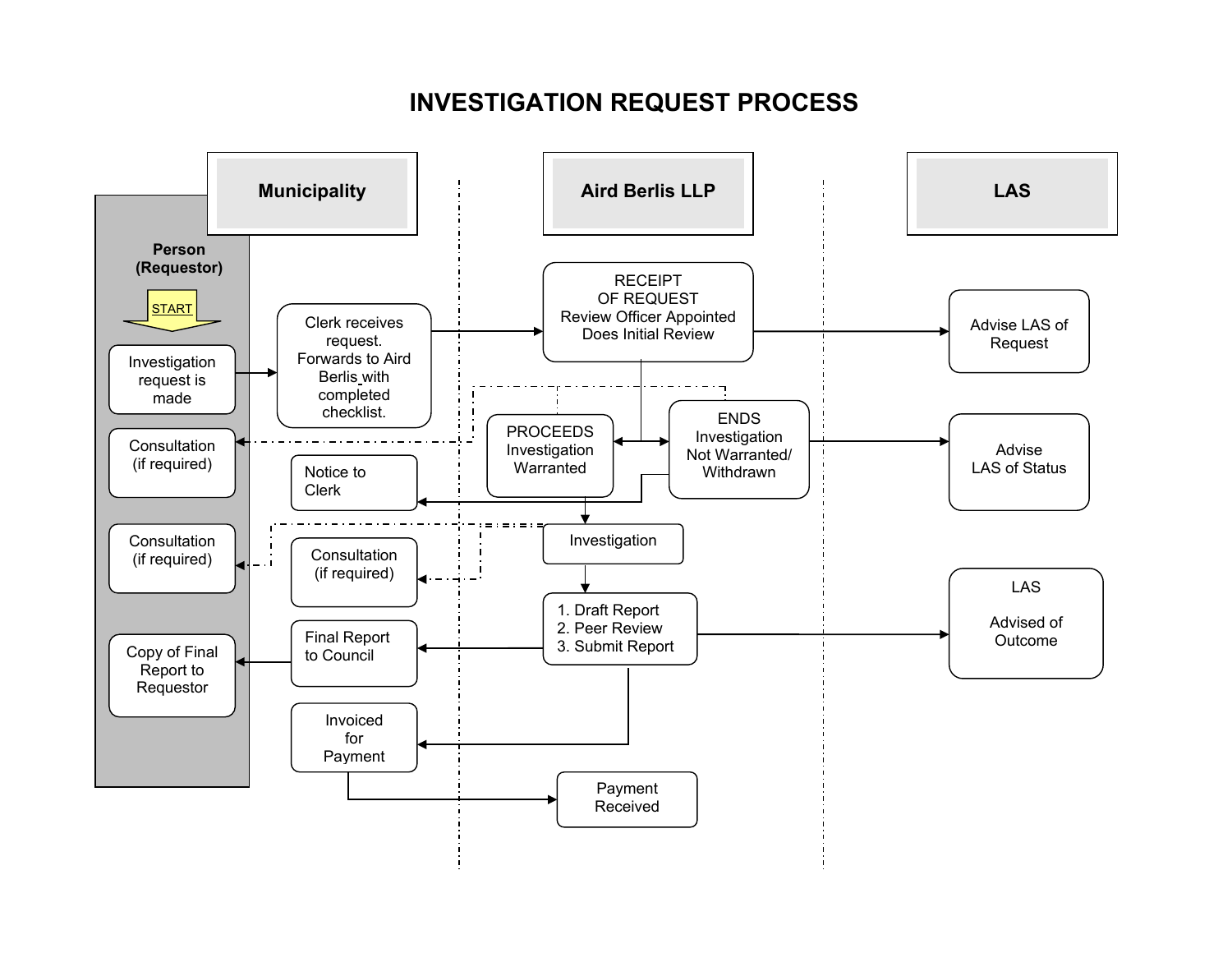# INVESTIGATION REQUEST PROCESS

Municipality

Aird Berlis LLP

LAS

Person (Requestor)

START

Investigation request is made

Clerk receives request. Forwards to Aird Berlis with completed checklist.

RECEIPT OF REQUEST Review Officer Appointed Does Initial Review

Advise LAS of Request

Consultation (if required)

PROCEEDS Investigation Warranted

ENDS Investigation Not Warranted/ Withdrawn

Advise LAS of Status

Notice to Clerk

Consultation (if required)

Investigation

Consultation (if required)

1. Draft Report
2. Peer Review
3. Submit Report

LAS

Advised of Outcome

Copy of Final Report to Requestor

Final Report to Council

Invoiced for Payment

Payment Received